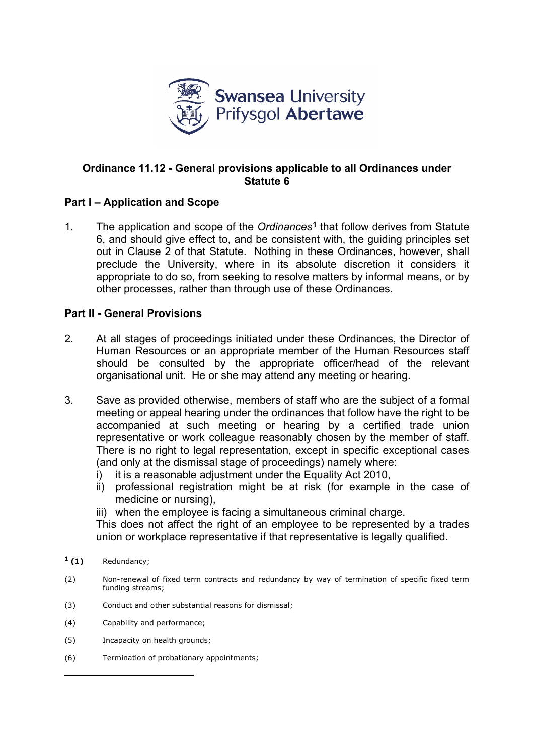Swansea University
Prifysgol Abertawe

## Ordinance 11.12 - General provisions applicable to all Ordinances under Statute 6

### Part I – Application and Scope

1. The application and scope of the *Ordinances*[1] that follow derives from Statute 6, and should give effect to, and be consistent with, the guiding principles set out in Clause 2 of that Statute. Nothing in these Ordinances, however, shall preclude the University, where in its absolute discretion it considers it appropriate to do so, from seeking to resolve matters by informal means, or by other processes, rather than through use of these Ordinances.

### Part II - General Provisions

2. At all stages of proceedings initiated under these Ordinances, the Director of Human Resources or an appropriate member of the Human Resources staff should be consulted by the appropriate officer/head of the relevant organisational unit. He or she may attend any meeting or hearing.

3. Save as provided otherwise, members of staff who are the subject of a formal meeting or appeal hearing under the ordinances that follow have the right to be accompanied at such meeting or hearing by a certified trade union representative or work colleague reasonably chosen by the member of staff. There is no right to legal representation, except in specific exceptional cases (and only at the dismissal stage of proceedings) namely where:
   i) it is a reasonable adjustment under the Equality Act 2010,
   ii) professional registration might be at risk (for example in the case of medicine or nursing),
   iii) when the employee is facing a simultaneous criminal charge.

   This does not affect the right of an employee to be represented by a trades union or workplace representative if that representative is legally qualified.

---

[1] **(1)** Redundancy;

(2) Non-renewal of fixed term contracts and redundancy by way of termination of specific fixed term funding streams;

(3) Conduct and other substantial reasons for dismissal;

(4) Capability and performance;

(5) Incapacity on health grounds;

(6) Termination of probationary appointments;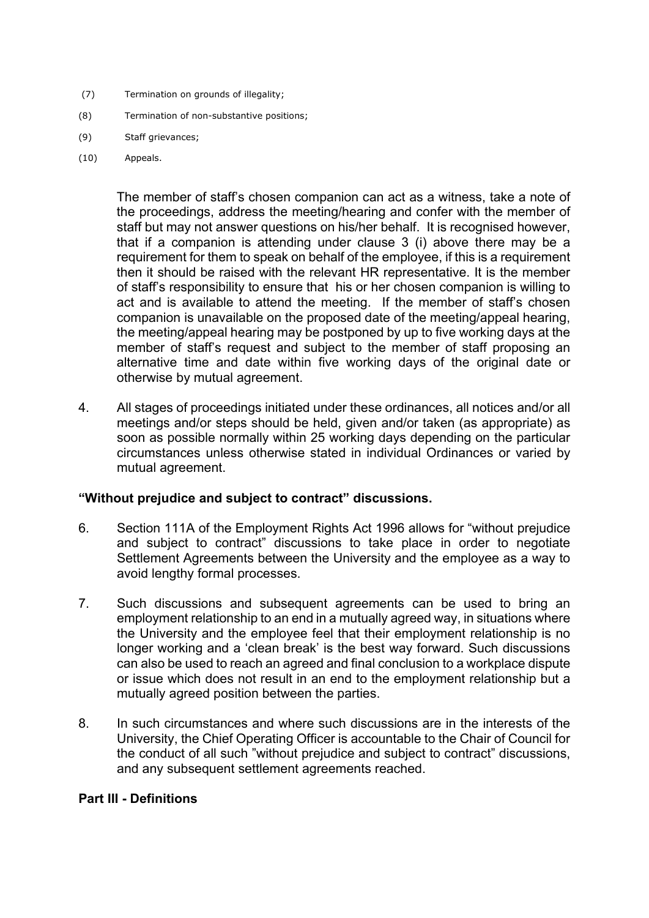(7) Termination on grounds of illegality;

(8) Termination of non-substantive positions;

(9) Staff grievances;

(10) Appeals.

The member of staff's chosen companion can act as a witness, take a note of the proceedings, address the meeting/hearing and confer with the member of staff but may not answer questions on his/her behalf. It is recognised however, that if a companion is attending under clause 3 (i) above there may be a requirement for them to speak on behalf of the employee, if this is a requirement then it should be raised with the relevant HR representative. It is the member of staff's responsibility to ensure that his or her chosen companion is willing to act and is available to attend the meeting. If the member of staff's chosen companion is unavailable on the proposed date of the meeting/appeal hearing, the meeting/appeal hearing may be postponed by up to five working days at the member of staff's request and subject to the member of staff proposing an alternative time and date within five working days of the original date or otherwise by mutual agreement.

4. All stages of proceedings initiated under these ordinances, all notices and/or all meetings and/or steps should be held, given and/or taken (as appropriate) as soon as possible normally within 25 working days depending on the particular circumstances unless otherwise stated in individual Ordinances or varied by mutual agreement.

### "Without prejudice and subject to contract" discussions.

6. Section 111A of the Employment Rights Act 1996 allows for "without prejudice and subject to contract" discussions to take place in order to negotiate Settlement Agreements between the University and the employee as a way to avoid lengthy formal processes.

7. Such discussions and subsequent agreements can be used to bring an employment relationship to an end in a mutually agreed way, in situations where the University and the employee feel that their employment relationship is no longer working and a 'clean break' is the best way forward. Such discussions can also be used to reach an agreed and final conclusion to a workplace dispute or issue which does not result in an end to the employment relationship but a mutually agreed position between the parties.

8. In such circumstances and where such discussions are in the interests of the University, the Chief Operating Officer is accountable to the Chair of Council for the conduct of all such "without prejudice and subject to contract" discussions, and any subsequent settlement agreements reached.

## Part III - Definitions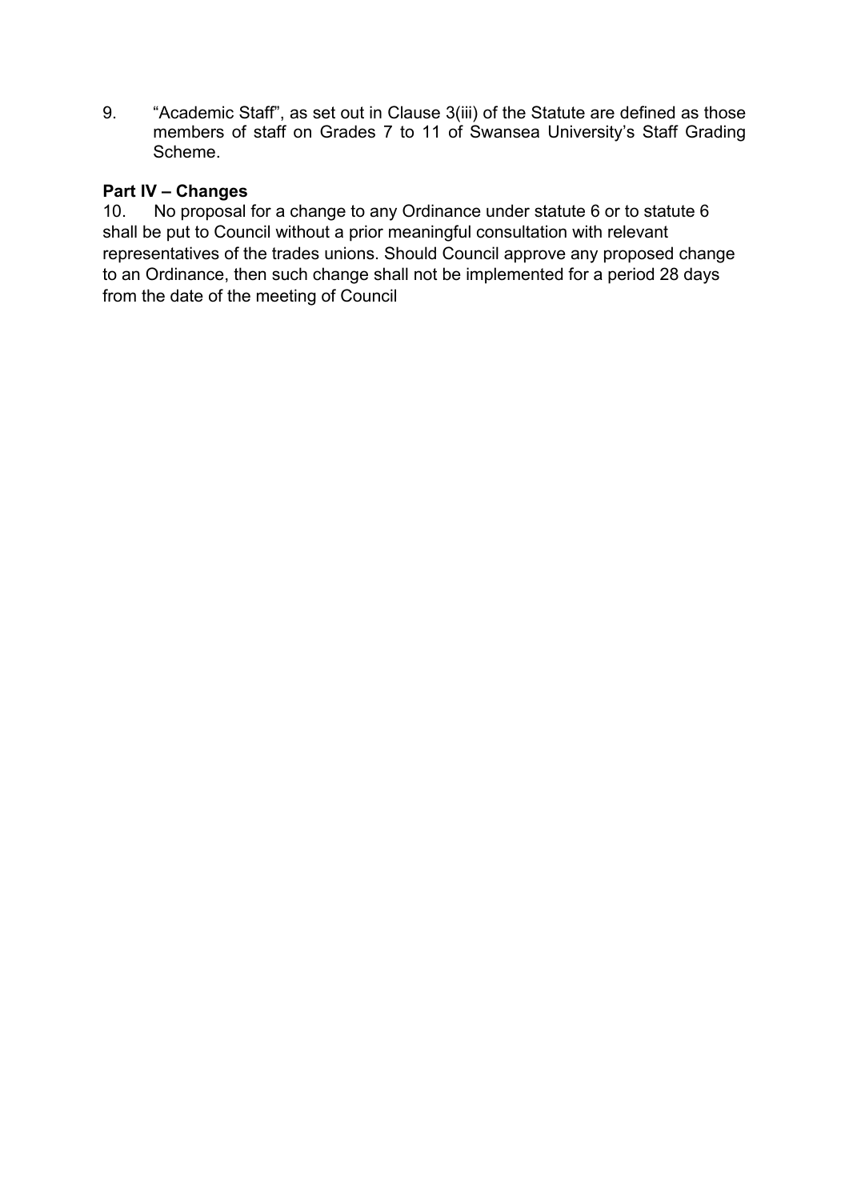9. "Academic Staff", as set out in Clause 3(iii) of the Statute are defined as those members of staff on Grades 7 to 11 of Swansea University's Staff Grading Scheme.

**Part IV – Changes**

10. No proposal for a change to any Ordinance under statute 6 or to statute 6 shall be put to Council without a prior meaningful consultation with relevant representatives of the trades unions. Should Council approve any proposed change to an Ordinance, then such change shall not be implemented for a period 28 days from the date of the meeting of Council